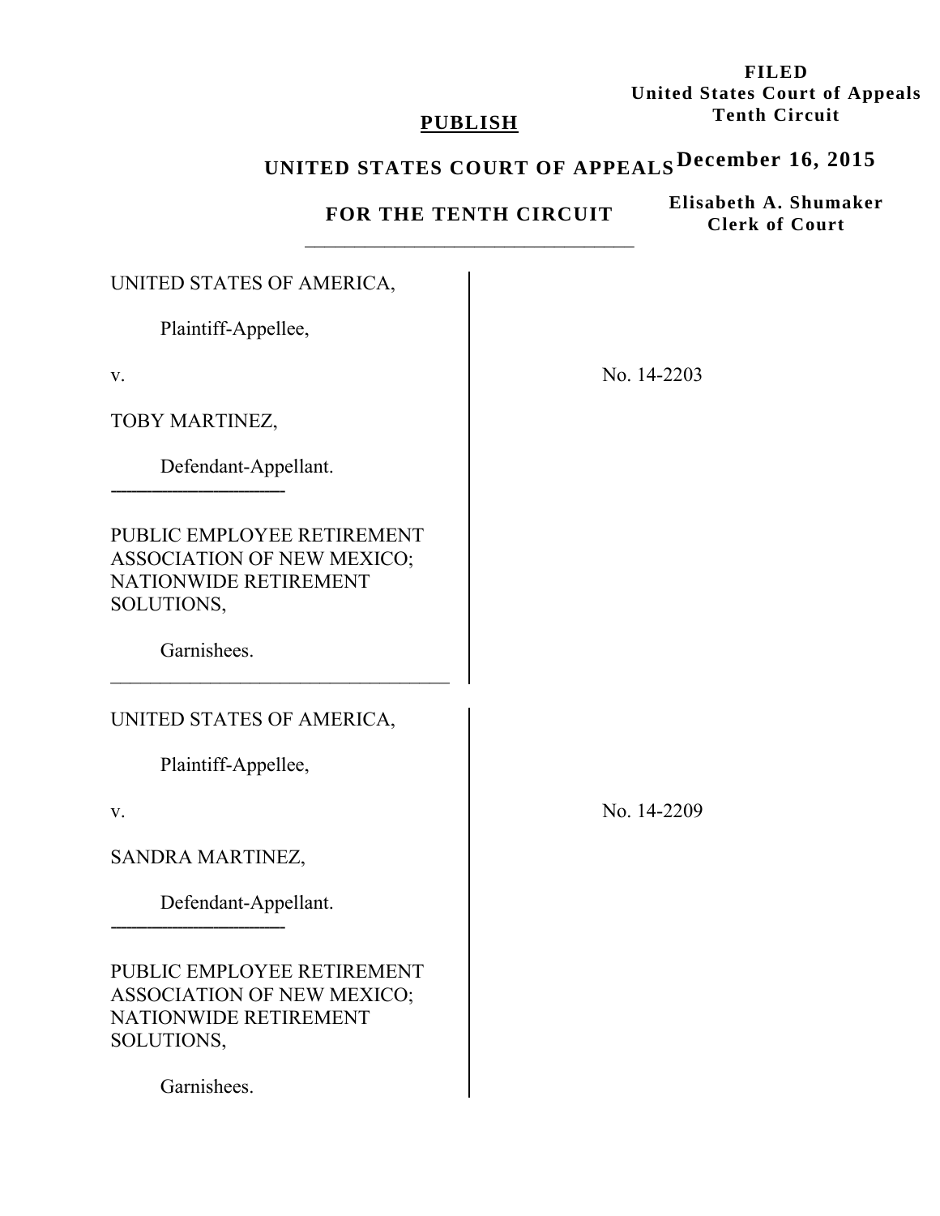**FILED**
**United States Court of Appeals**
**Tenth Circuit**

**December 16, 2015**

**Elisabeth A. Shumaker**
**Clerk of Court**

**PUBLISH**

**UNITED STATES COURT OF APPEALS**

**FOR THE TENTH CIRCUIT**

---

| | |
|---|---|
| UNITED STATES OF AMERICA,<br><br>Plaintiff-Appellee,<br><br>v.<br><br>TOBY MARTINEZ,<br><br>Defendant-Appellant.<br><br>PUBLIC EMPLOYEE RETIREMENT ASSOCIATION OF NEW MEXICO; NATIONWIDE RETIREMENT SOLUTIONS,<br><br>Garnishees. | No. 14-2203 |
| UNITED STATES OF AMERICA,<br><br>Plaintiff-Appellee,<br><br>v.<br><br>SANDRA MARTINEZ,<br><br>Defendant-Appellant.<br><br>PUBLIC EMPLOYEE RETIREMENT ASSOCIATION OF NEW MEXICO; NATIONWIDE RETIREMENT SOLUTIONS,<br><br>Garnishees. | No. 14-2209 |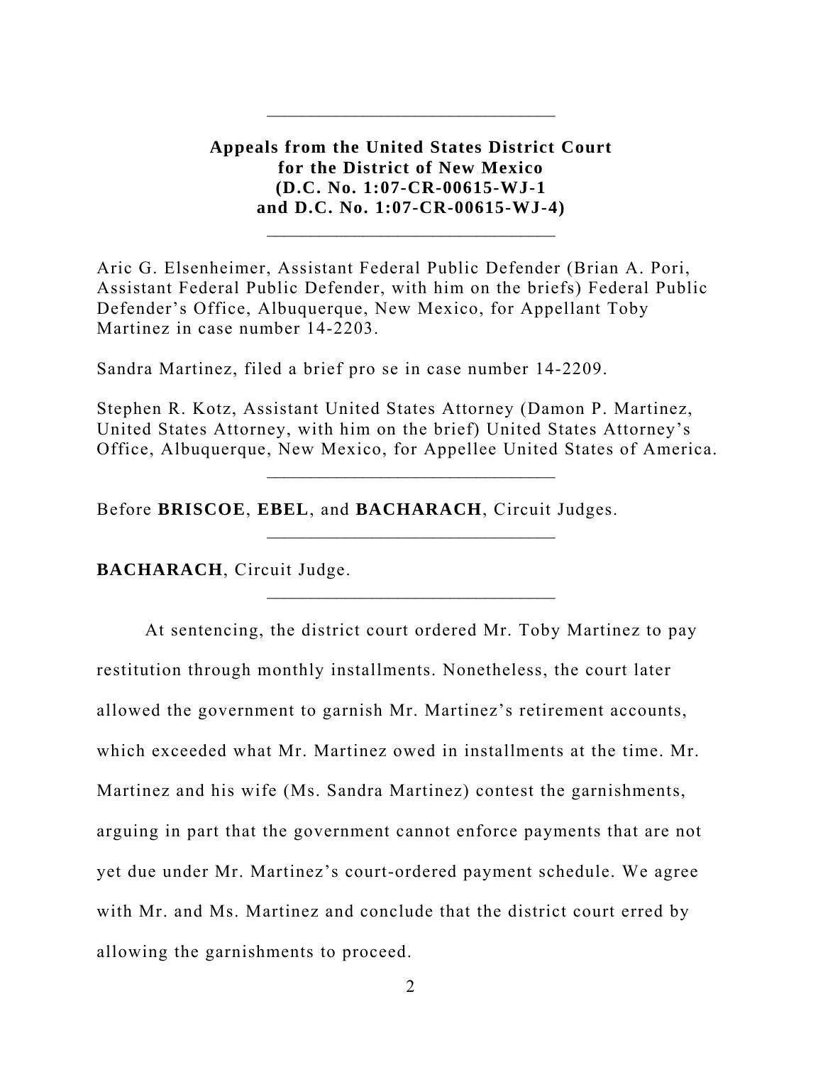---

**Appeals from the United States District Court for the District of New Mexico (D.C. No. 1:07-CR-00615-WJ-1 and D.C. No. 1:07-CR-00615-WJ-4)**

---

Aric G. Elsenheimer, Assistant Federal Public Defender (Brian A. Pori, Assistant Federal Public Defender, with him on the briefs) Federal Public Defender's Office, Albuquerque, New Mexico, for Appellant Toby Martinez in case number 14-2203.

Sandra Martinez, filed a brief pro se in case number 14-2209.

Stephen R. Kotz, Assistant United States Attorney (Damon P. Martinez, United States Attorney, with him on the brief) United States Attorney's Office, Albuquerque, New Mexico, for Appellee United States of America.

---

Before **BRISCOE**, **EBEL**, and **BACHARACH**, Circuit Judges.

---

**BACHARACH**, Circuit Judge.

---

At sentencing, the district court ordered Mr. Toby Martinez to pay restitution through monthly installments. Nonetheless, the court later allowed the government to garnish Mr. Martinez's retirement accounts, which exceeded what Mr. Martinez owed in installments at the time. Mr. Martinez and his wife (Ms. Sandra Martinez) contest the garnishments, arguing in part that the government cannot enforce payments that are not yet due under Mr. Martinez's court-ordered payment schedule. We agree with Mr. and Ms. Martinez and conclude that the district court erred by allowing the garnishments to proceed.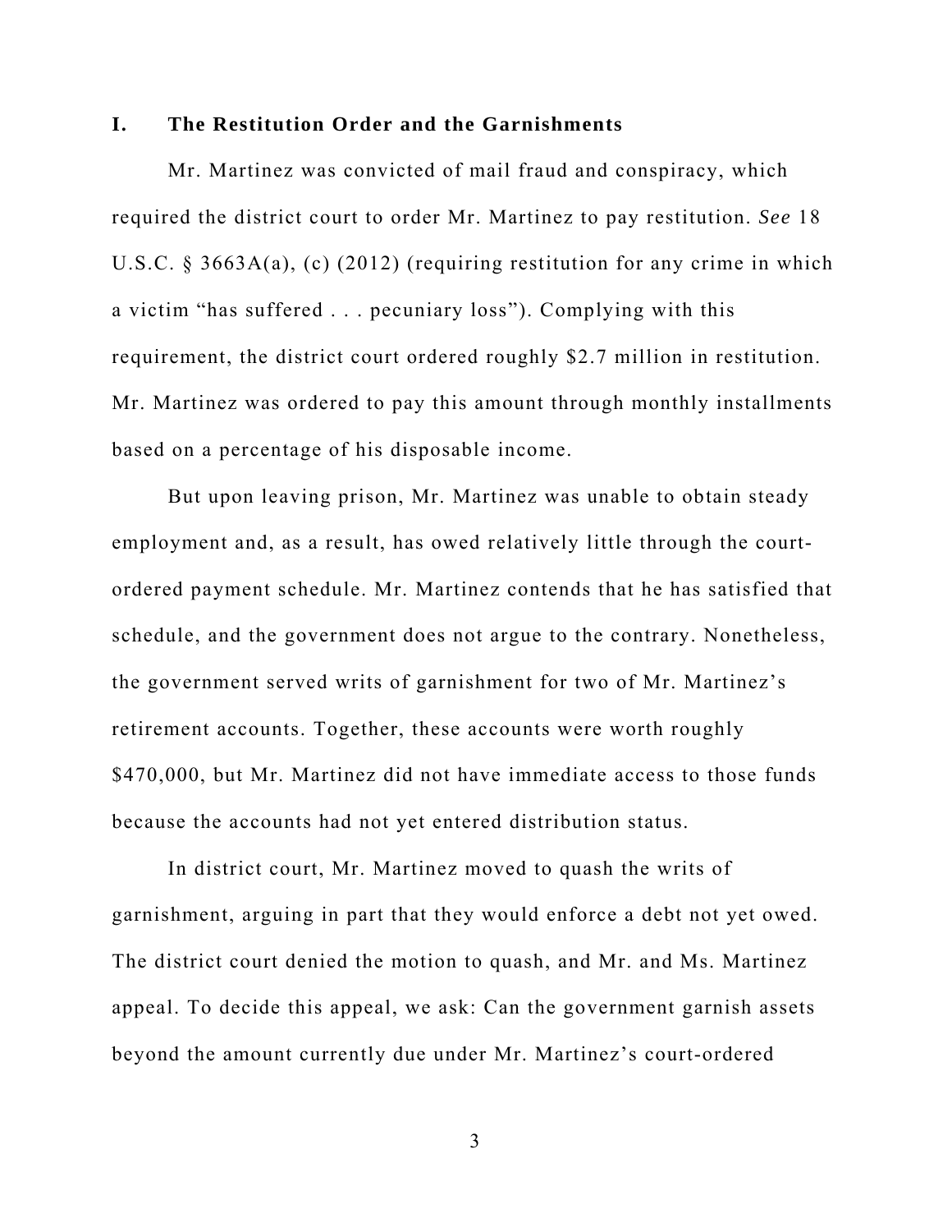## I. The Restitution Order and the Garnishments

Mr. Martinez was convicted of mail fraud and conspiracy, which required the district court to order Mr. Martinez to pay restitution. *See* 18 U.S.C. § 3663A(a), (c) (2012) (requiring restitution for any crime in which a victim "has suffered . . . pecuniary loss"). Complying with this requirement, the district court ordered roughly $2.7 million in restitution. Mr. Martinez was ordered to pay this amount through monthly installments based on a percentage of his disposable income.

But upon leaving prison, Mr. Martinez was unable to obtain steady employment and, as a result, has owed relatively little through the court-ordered payment schedule. Mr. Martinez contends that he has satisfied that schedule, and the government does not argue to the contrary. Nonetheless, the government served writs of garnishment for two of Mr. Martinez's retirement accounts. Together, these accounts were worth roughly $470,000, but Mr. Martinez did not have immediate access to those funds because the accounts had not yet entered distribution status.

In district court, Mr. Martinez moved to quash the writs of garnishment, arguing in part that they would enforce a debt not yet owed. The district court denied the motion to quash, and Mr. and Ms. Martinez appeal. To decide this appeal, we ask: Can the government garnish assets beyond the amount currently due under Mr. Martinez's court-ordered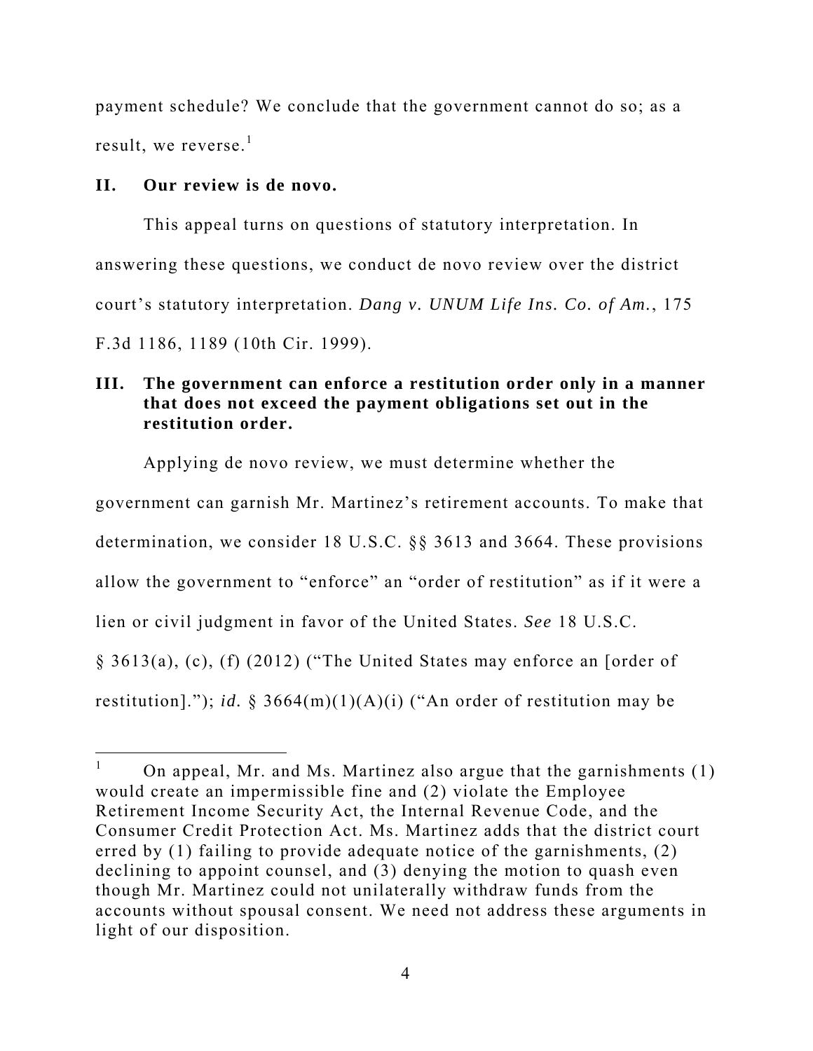payment schedule? We conclude that the government cannot do so; as a result, we reverse.[1]

## II. Our review is de novo.

This appeal turns on questions of statutory interpretation. In answering these questions, we conduct de novo review over the district court's statutory interpretation. *Dang v. UNUM Life Ins. Co. of Am.*, 175 F.3d 1186, 1189 (10th Cir. 1999).

## III. The government can enforce a restitution order only in a manner that does not exceed the payment obligations set out in the restitution order.

Applying de novo review, we must determine whether the government can garnish Mr. Martinez's retirement accounts. To make that determination, we consider 18 U.S.C. §§ 3613 and 3664. These provisions allow the government to "enforce" an "order of restitution" as if it were a lien or civil judgment in favor of the United States. *See* 18 U.S.C. § 3613(a), (c), (f) (2012) ("The United States may enforce an [order of restitution]."); *id.* § 3664(m)(1)(A)(i) ("An order of restitution may be

---

[1] On appeal, Mr. and Ms. Martinez also argue that the garnishments (1) would create an impermissible fine and (2) violate the Employee Retirement Income Security Act, the Internal Revenue Code, and the Consumer Credit Protection Act. Ms. Martinez adds that the district court erred by (1) failing to provide adequate notice of the garnishments, (2) declining to appoint counsel, and (3) denying the motion to quash even though Mr. Martinez could not unilaterally withdraw funds from the accounts without spousal consent. We need not address these arguments in light of our disposition.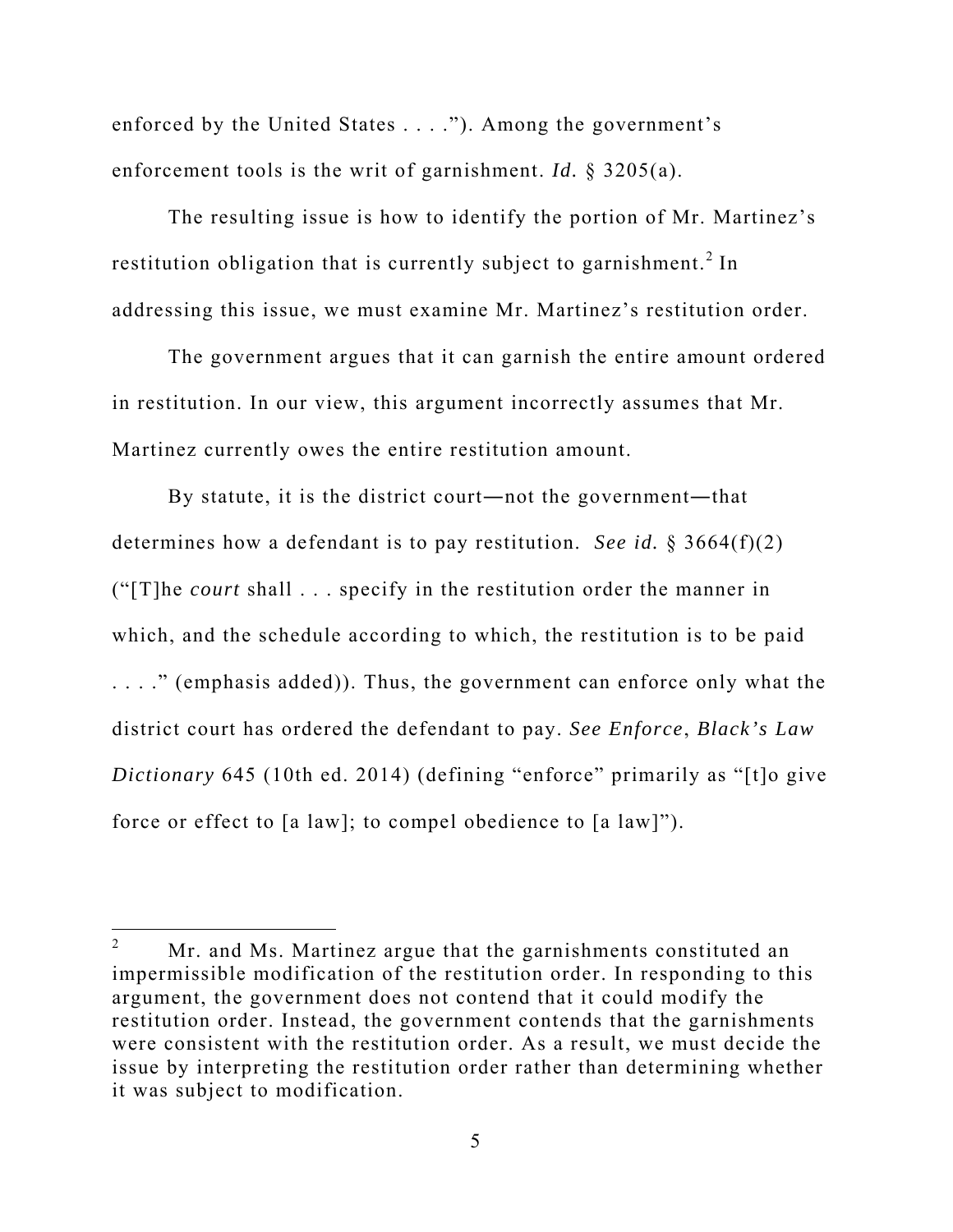enforced by the United States . . . ."). Among the government's enforcement tools is the writ of garnishment. *Id.* § 3205(a).

The resulting issue is how to identify the portion of Mr. Martinez's restitution obligation that is currently subject to garnishment.[2] In addressing this issue, we must examine Mr. Martinez's restitution order.

The government argues that it can garnish the entire amount ordered in restitution. In our view, this argument incorrectly assumes that Mr. Martinez currently owes the entire restitution amount.

By statute, it is the district court—not the government—that determines how a defendant is to pay restitution. *See id.* § 3664(f)(2) ("[T]he *court* shall . . . specify in the restitution order the manner in which, and the schedule according to which, the restitution is to be paid . . . ." (emphasis added)). Thus, the government can enforce only what the district court has ordered the defendant to pay. *See Enforce*, *Black's Law Dictionary* 645 (10th ed. 2014) (defining "enforce" primarily as "[t]o give force or effect to [a law]; to compel obedience to [a law]").

---

[2] Mr. and Ms. Martinez argue that the garnishments constituted an impermissible modification of the restitution order. In responding to this argument, the government does not contend that it could modify the restitution order. Instead, the government contends that the garnishments were consistent with the restitution order. As a result, we must decide the issue by interpreting the restitution order rather than determining whether it was subject to modification.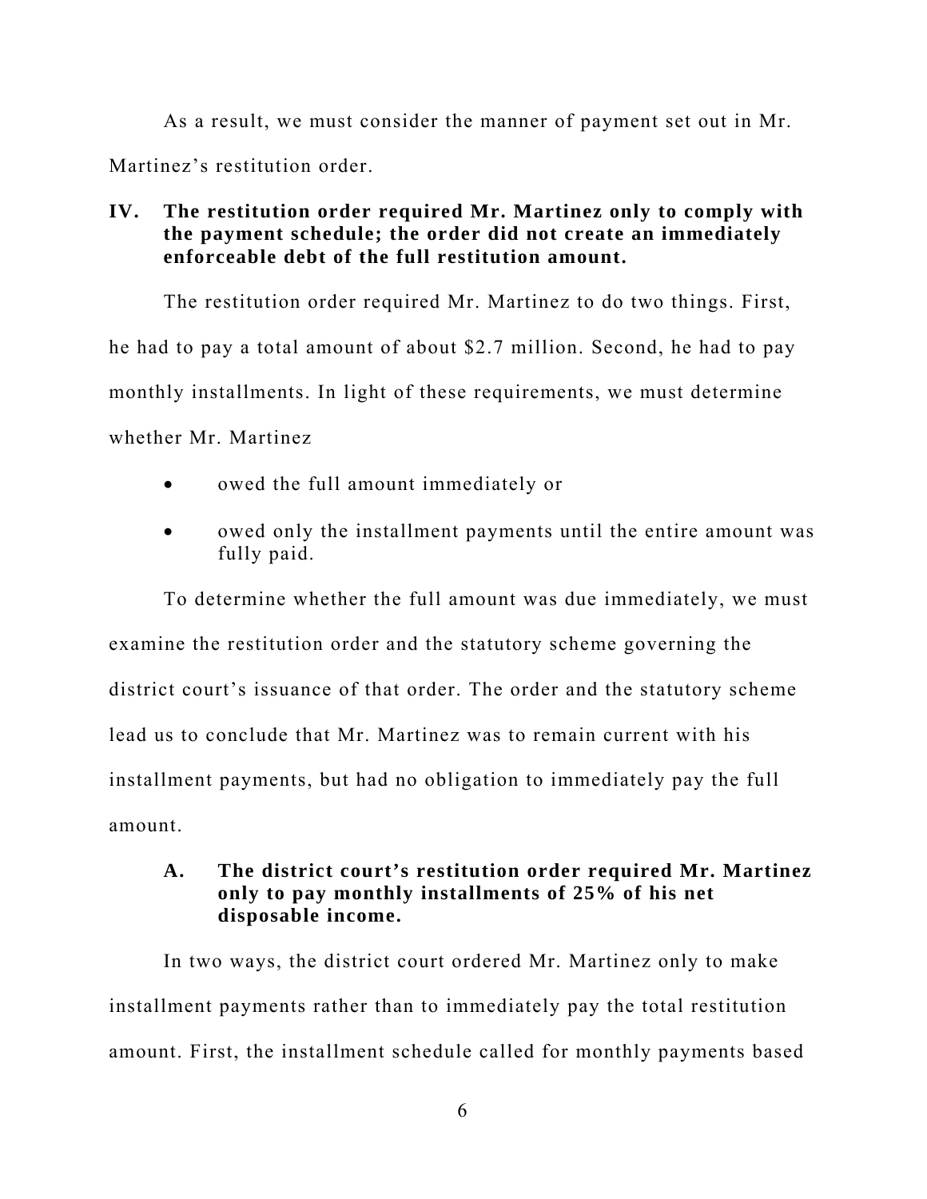As a result, we must consider the manner of payment set out in Mr. Martinez's restitution order.

## IV. The restitution order required Mr. Martinez only to comply with the payment schedule; the order did not create an immediately enforceable debt of the full restitution amount.

The restitution order required Mr. Martinez to do two things. First, he had to pay a total amount of about $2.7 million. Second, he had to pay monthly installments. In light of these requirements, we must determine whether Mr. Martinez

- owed the full amount immediately or
- owed only the installment payments until the entire amount was fully paid.

To determine whether the full amount was due immediately, we must examine the restitution order and the statutory scheme governing the district court's issuance of that order. The order and the statutory scheme lead us to conclude that Mr. Martinez was to remain current with his installment payments, but had no obligation to immediately pay the full amount.

### A. The district court's restitution order required Mr. Martinez only to pay monthly installments of 25% of his net disposable income.

In two ways, the district court ordered Mr. Martinez only to make installment payments rather than to immediately pay the total restitution amount. First, the installment schedule called for monthly payments based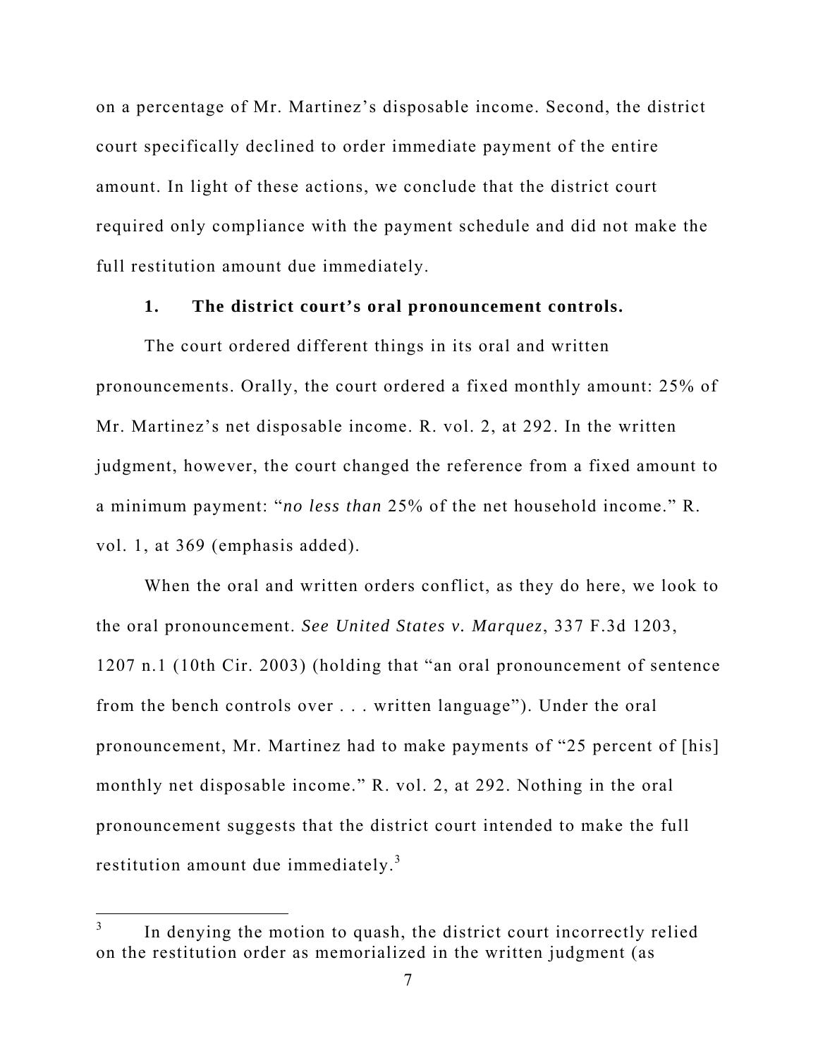on a percentage of Mr. Martinez's disposable income. Second, the district court specifically declined to order immediate payment of the entire amount. In light of these actions, we conclude that the district court required only compliance with the payment schedule and did not make the full restitution amount due immediately.

### 1. The district court's oral pronouncement controls.

The court ordered different things in its oral and written pronouncements. Orally, the court ordered a fixed monthly amount: 25% of Mr. Martinez's net disposable income. R. vol. 2, at 292. In the written judgment, however, the court changed the reference from a fixed amount to a minimum payment: "*no less than* 25% of the net household income." R. vol. 1, at 369 (emphasis added).

When the oral and written orders conflict, as they do here, we look to the oral pronouncement. *See United States v. Marquez*, 337 F.3d 1203, 1207 n.1 (10th Cir. 2003) (holding that "an oral pronouncement of sentence from the bench controls over . . . written language"). Under the oral pronouncement, Mr. Martinez had to make payments of "25 percent of [his] monthly net disposable income." R. vol. 2, at 292. Nothing in the oral pronouncement suggests that the district court intended to make the full restitution amount due immediately.[3]

[3] In denying the motion to quash, the district court incorrectly relied on the restitution order as memorialized in the written judgment (as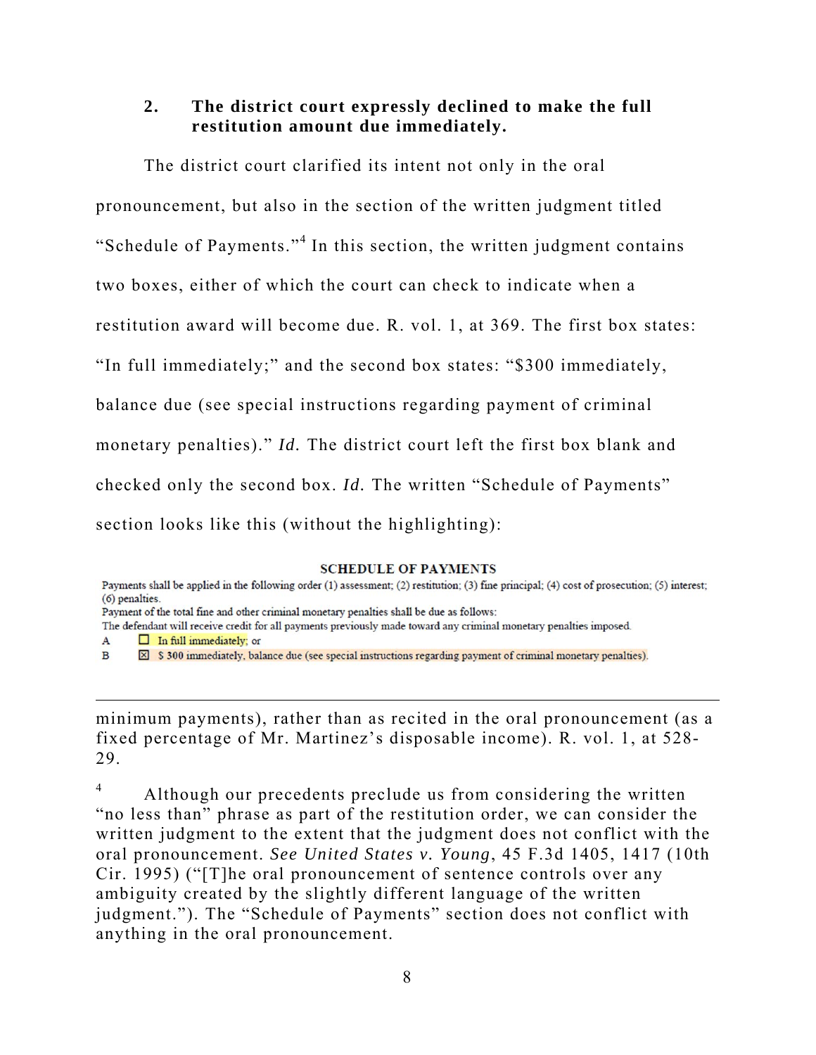### 2. **The district court expressly declined to make the full restitution amount due immediately.**

The district court clarified its intent not only in the oral pronouncement, but also in the section of the written judgment titled "Schedule of Payments."[4] In this section, the written judgment contains two boxes, either of which the court can check to indicate when a restitution award will become due. R. vol. 1, at 369. The first box states: "In full immediately;" and the second box states: "$300 immediately, balance due (see special instructions regarding payment of criminal monetary penalties)." *Id.* The district court left the first box blank and checked only the second box. *Id.* The written "Schedule of Payments" section looks like this (without the highlighting):

**SCHEDULE OF PAYMENTS**

Payments shall be applied in the following order (1) assessment; (2) restitution; (3) fine principal; (4) cost of prosecution; (5) interest; (6) penalties.

Payment of the total fine and other criminal monetary penalties shall be due as follows:

The defendant will receive credit for all payments previously made toward any criminal monetary penalties imposed.

A ☐ In full immediately; or

B ☒ $ 300 immediately, balance due (see special instructions regarding payment of criminal monetary penalties).

---

minimum payments), rather than as recited in the oral pronouncement (as a fixed percentage of Mr. Martinez's disposable income). R. vol. 1, at 528-29.

[4] Although our precedents preclude us from considering the written "no less than" phrase as part of the restitution order, we can consider the written judgment to the extent that the judgment does not conflict with the oral pronouncement. *See United States v. Young*, 45 F.3d 1405, 1417 (10th Cir. 1995) ("[T]he oral pronouncement of sentence controls over any ambiguity created by the slightly different language of the written judgment."). The "Schedule of Payments" section does not conflict with anything in the oral pronouncement.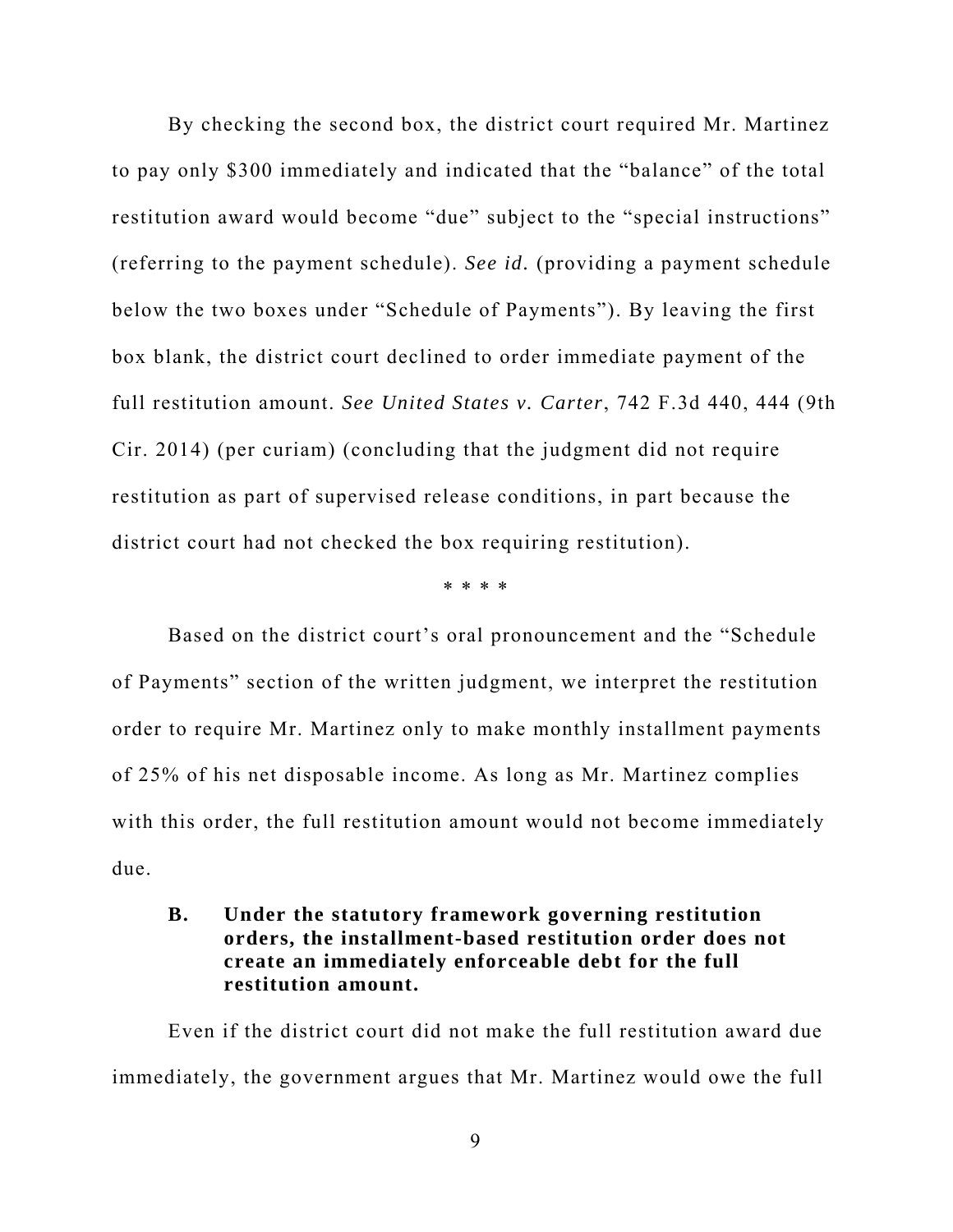By checking the second box, the district court required Mr. Martinez to pay only $300 immediately and indicated that the "balance" of the total restitution award would become "due" subject to the "special instructions" (referring to the payment schedule). *See id.* (providing a payment schedule below the two boxes under "Schedule of Payments"). By leaving the first box blank, the district court declined to order immediate payment of the full restitution amount. *See United States v. Carter*, 742 F.3d 440, 444 (9th Cir. 2014) (per curiam) (concluding that the judgment did not require restitution as part of supervised release conditions, in part because the district court had not checked the box requiring restitution).

\* \* \* \*

Based on the district court's oral pronouncement and the "Schedule of Payments" section of the written judgment, we interpret the restitution order to require Mr. Martinez only to make monthly installment payments of 25% of his net disposable income. As long as Mr. Martinez complies with this order, the full restitution amount would not become immediately due.

### B. Under the statutory framework governing restitution orders, the installment-based restitution order does not create an immediately enforceable debt for the full restitution amount.

Even if the district court did not make the full restitution award due immediately, the government argues that Mr. Martinez would owe the full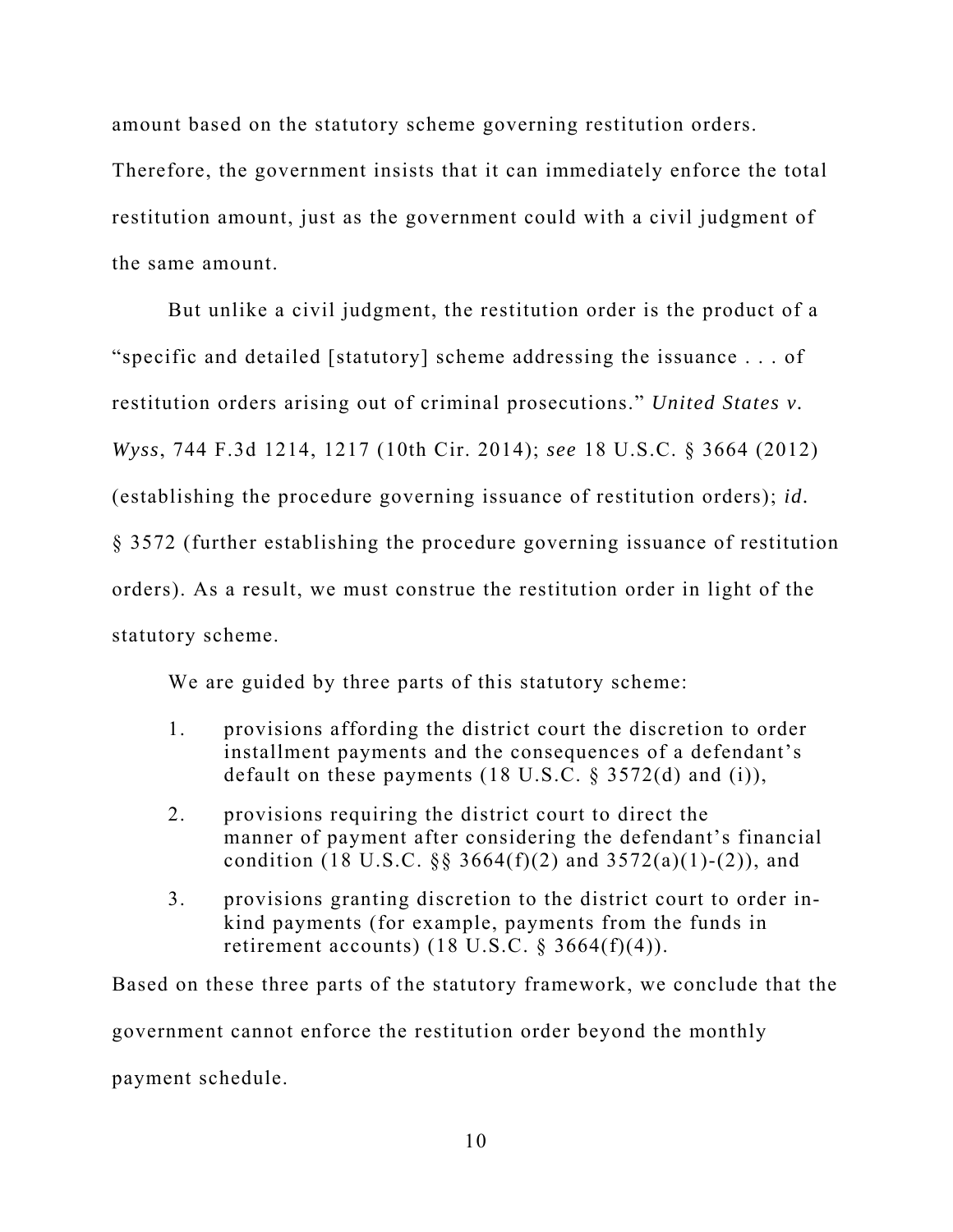amount based on the statutory scheme governing restitution orders. Therefore, the government insists that it can immediately enforce the total restitution amount, just as the government could with a civil judgment of the same amount.

But unlike a civil judgment, the restitution order is the product of a "specific and detailed [statutory] scheme addressing the issuance . . . of restitution orders arising out of criminal prosecutions." *United States v. Wyss*, 744 F.3d 1214, 1217 (10th Cir. 2014); *see* 18 U.S.C. § 3664 (2012) (establishing the procedure governing issuance of restitution orders); *id.* § 3572 (further establishing the procedure governing issuance of restitution orders). As a result, we must construe the restitution order in light of the statutory scheme.

We are guided by three parts of this statutory scheme:

1. provisions affording the district court the discretion to order installment payments and the consequences of a defendant's default on these payments (18 U.S.C. § 3572(d) and (i)),

2. provisions requiring the district court to direct the manner of payment after considering the defendant's financial condition (18 U.S.C. §§ 3664(f)(2) and 3572(a)(1)-(2)), and

3. provisions granting discretion to the district court to order in-kind payments (for example, payments from the funds in retirement accounts) (18 U.S.C. § 3664(f)(4)).

Based on these three parts of the statutory framework, we conclude that the government cannot enforce the restitution order beyond the monthly payment schedule.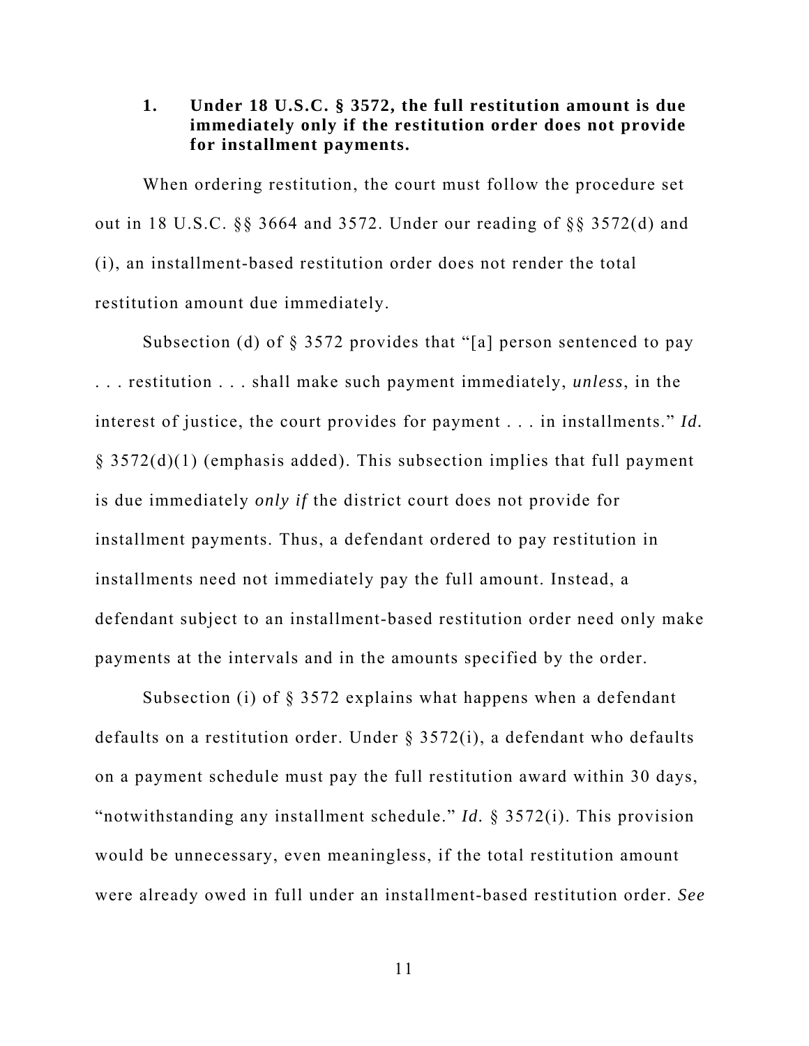### 1. Under 18 U.S.C. § 3572, the full restitution amount is due immediately only if the restitution order does not provide for installment payments.

When ordering restitution, the court must follow the procedure set out in 18 U.S.C. §§ 3664 and 3572. Under our reading of §§ 3572(d) and (i), an installment-based restitution order does not render the total restitution amount due immediately.

Subsection (d) of § 3572 provides that "[a] person sentenced to pay . . . restitution . . . shall make such payment immediately, *unless*, in the interest of justice, the court provides for payment . . . in installments." *Id.* § 3572(d)(1) (emphasis added). This subsection implies that full payment is due immediately *only if* the district court does not provide for installment payments. Thus, a defendant ordered to pay restitution in installments need not immediately pay the full amount. Instead, a defendant subject to an installment-based restitution order need only make payments at the intervals and in the amounts specified by the order.

Subsection (i) of § 3572 explains what happens when a defendant defaults on a restitution order. Under § 3572(i), a defendant who defaults on a payment schedule must pay the full restitution award within 30 days, "notwithstanding any installment schedule." *Id.* § 3572(i). This provision would be unnecessary, even meaningless, if the total restitution amount were already owed in full under an installment-based restitution order. *See*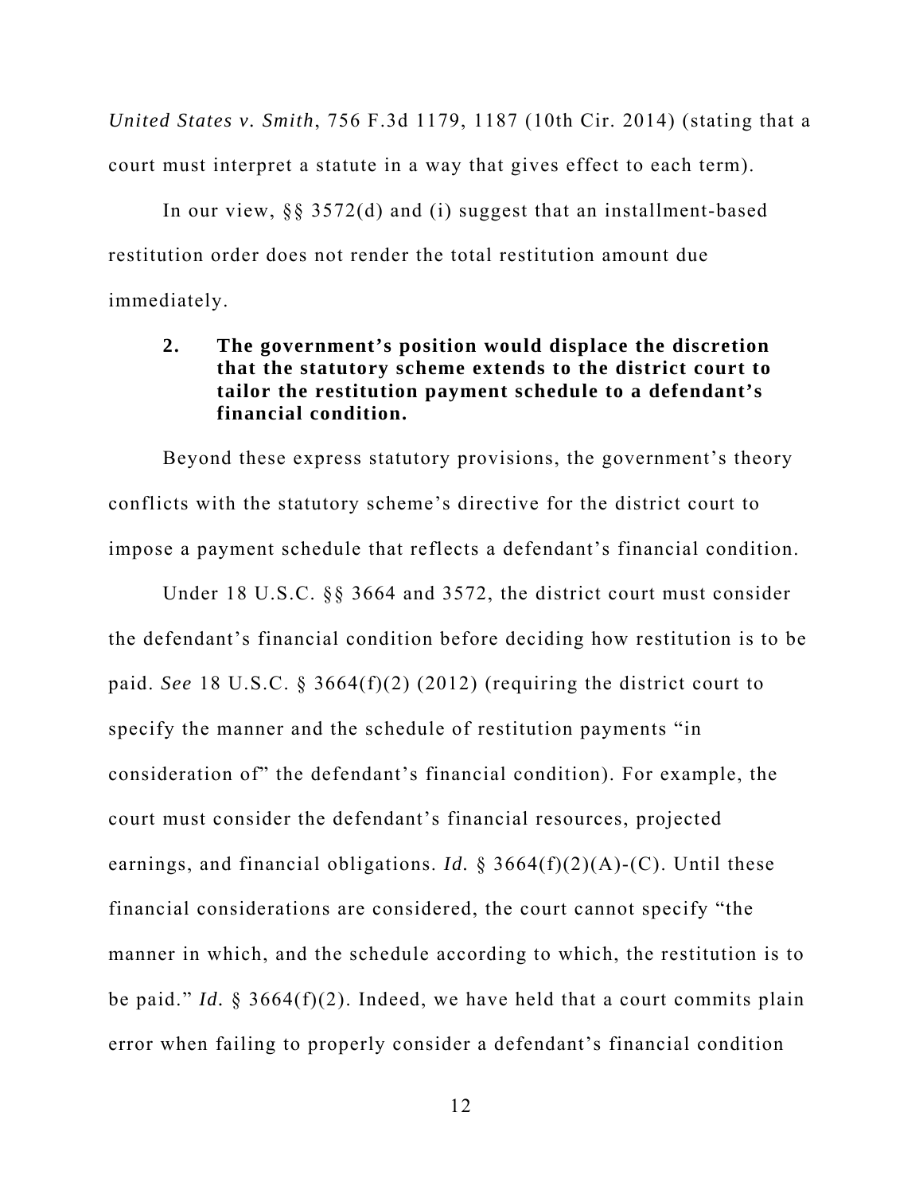*United States v. Smith*, 756 F.3d 1179, 1187 (10th Cir. 2014) (stating that a court must interpret a statute in a way that gives effect to each term).

In our view, §§ 3572(d) and (i) suggest that an installment-based restitution order does not render the total restitution amount due immediately.

**2. The government's position would displace the discretion that the statutory scheme extends to the district court to tailor the restitution payment schedule to a defendant's financial condition.**

Beyond these express statutory provisions, the government's theory conflicts with the statutory scheme's directive for the district court to impose a payment schedule that reflects a defendant's financial condition.

Under 18 U.S.C. §§ 3664 and 3572, the district court must consider the defendant's financial condition before deciding how restitution is to be paid. *See* 18 U.S.C. § 3664(f)(2) (2012) (requiring the district court to specify the manner and the schedule of restitution payments "in consideration of" the defendant's financial condition). For example, the court must consider the defendant's financial resources, projected earnings, and financial obligations. *Id.* § 3664(f)(2)(A)-(C). Until these financial considerations are considered, the court cannot specify "the manner in which, and the schedule according to which, the restitution is to be paid." *Id.* § 3664(f)(2). Indeed, we have held that a court commits plain error when failing to properly consider a defendant's financial condition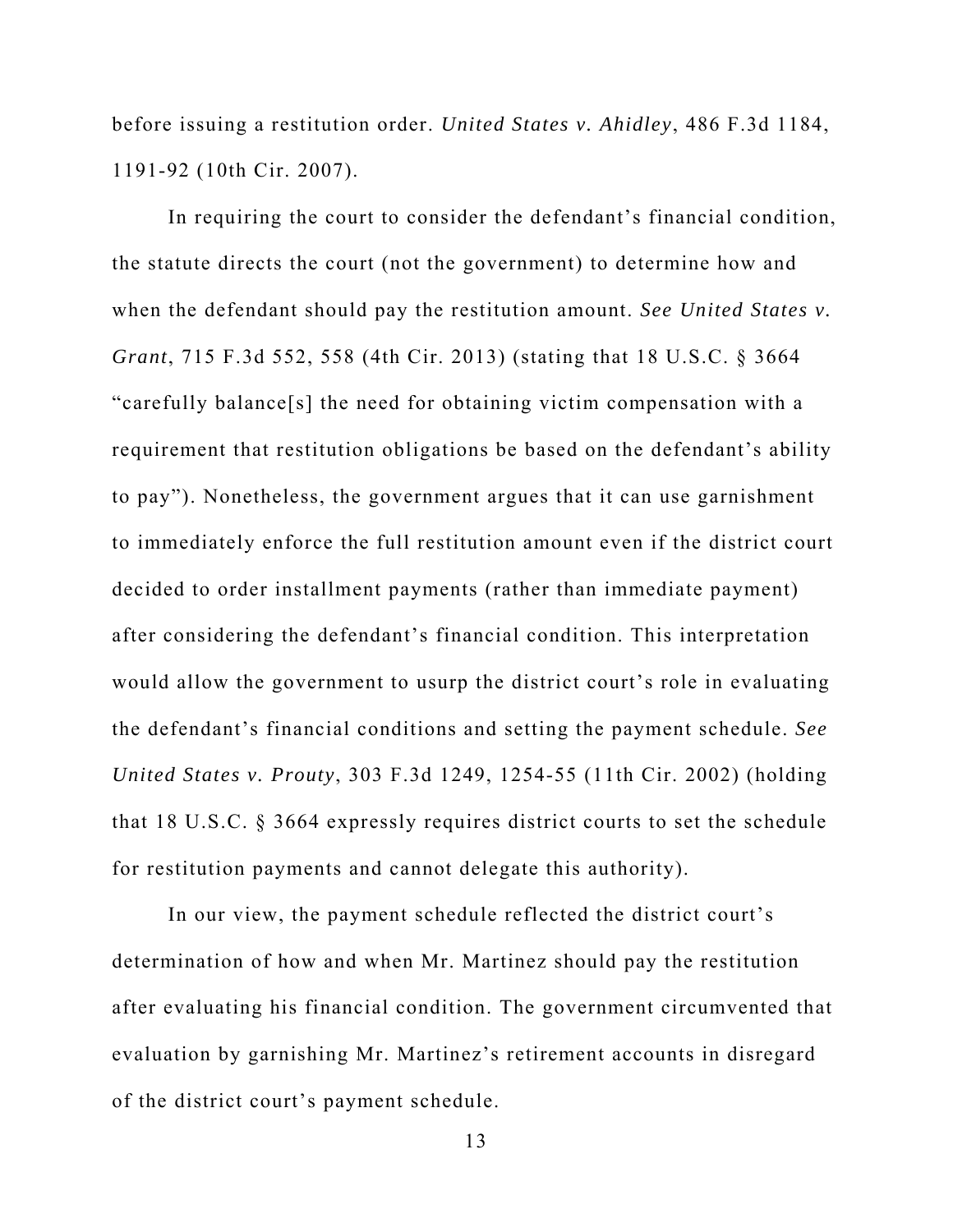before issuing a restitution order. *United States v. Ahidley*, 486 F.3d 1184, 1191-92 (10th Cir. 2007).

In requiring the court to consider the defendant's financial condition, the statute directs the court (not the government) to determine how and when the defendant should pay the restitution amount. *See United States v. Grant*, 715 F.3d 552, 558 (4th Cir. 2013) (stating that 18 U.S.C. § 3664 "carefully balance[s] the need for obtaining victim compensation with a requirement that restitution obligations be based on the defendant's ability to pay"). Nonetheless, the government argues that it can use garnishment to immediately enforce the full restitution amount even if the district court decided to order installment payments (rather than immediate payment) after considering the defendant's financial condition. This interpretation would allow the government to usurp the district court's role in evaluating the defendant's financial conditions and setting the payment schedule. *See United States v. Prouty*, 303 F.3d 1249, 1254-55 (11th Cir. 2002) (holding that 18 U.S.C. § 3664 expressly requires district courts to set the schedule for restitution payments and cannot delegate this authority).

In our view, the payment schedule reflected the district court's determination of how and when Mr. Martinez should pay the restitution after evaluating his financial condition. The government circumvented that evaluation by garnishing Mr. Martinez's retirement accounts in disregard of the district court's payment schedule.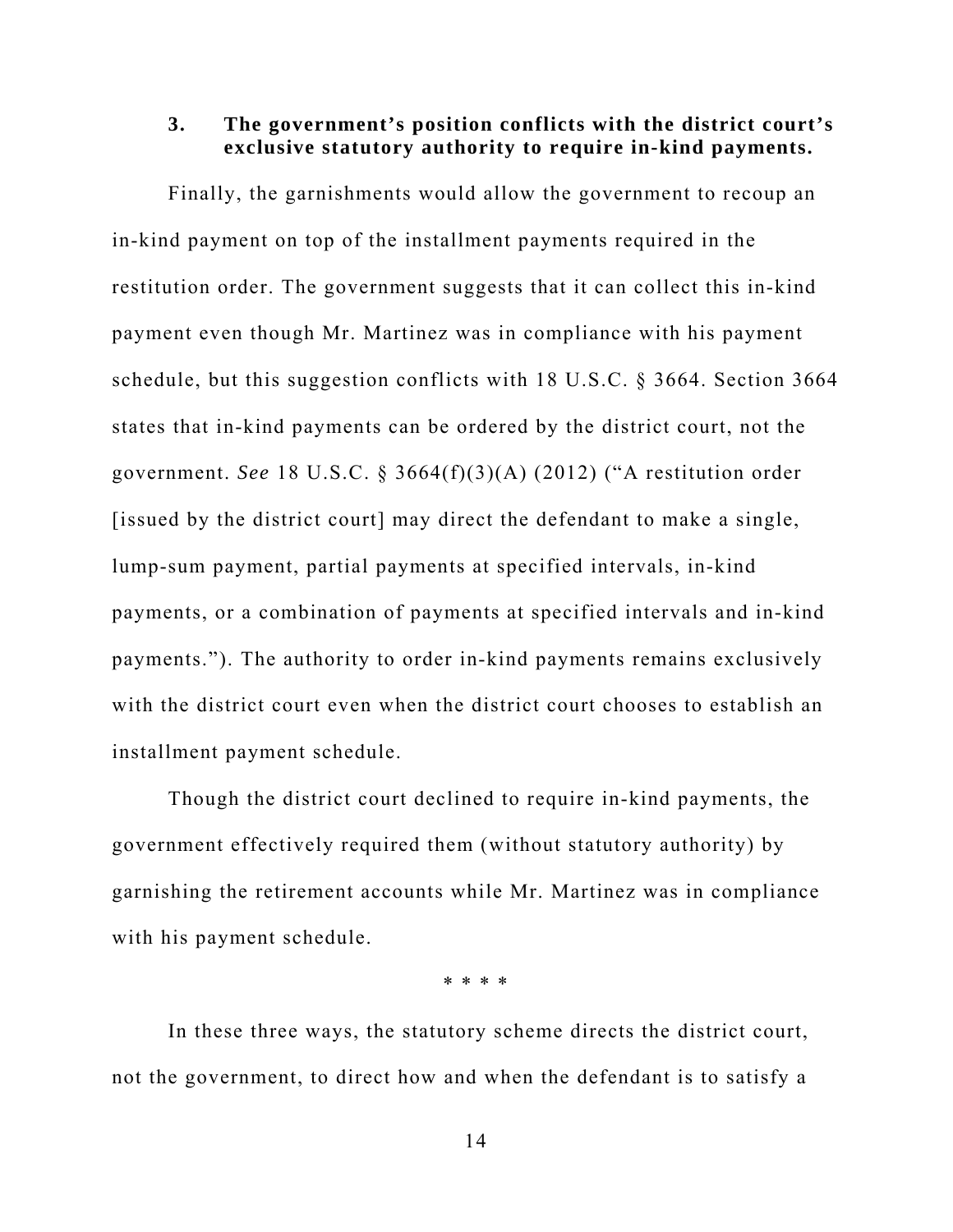### 3. The government's position conflicts with the district court's exclusive statutory authority to require in-kind payments.

Finally, the garnishments would allow the government to recoup an in-kind payment on top of the installment payments required in the restitution order. The government suggests that it can collect this in-kind payment even though Mr. Martinez was in compliance with his payment schedule, but this suggestion conflicts with 18 U.S.C. § 3664. Section 3664 states that in-kind payments can be ordered by the district court, not the government. *See* 18 U.S.C. § 3664(f)(3)(A) (2012) ("A restitution order [issued by the district court] may direct the defendant to make a single, lump-sum payment, partial payments at specified intervals, in-kind payments, or a combination of payments at specified intervals and in-kind payments."). The authority to order in-kind payments remains exclusively with the district court even when the district court chooses to establish an installment payment schedule.

Though the district court declined to require in-kind payments, the government effectively required them (without statutory authority) by garnishing the retirement accounts while Mr. Martinez was in compliance with his payment schedule.

\* \* \* \*

In these three ways, the statutory scheme directs the district court, not the government, to direct how and when the defendant is to satisfy a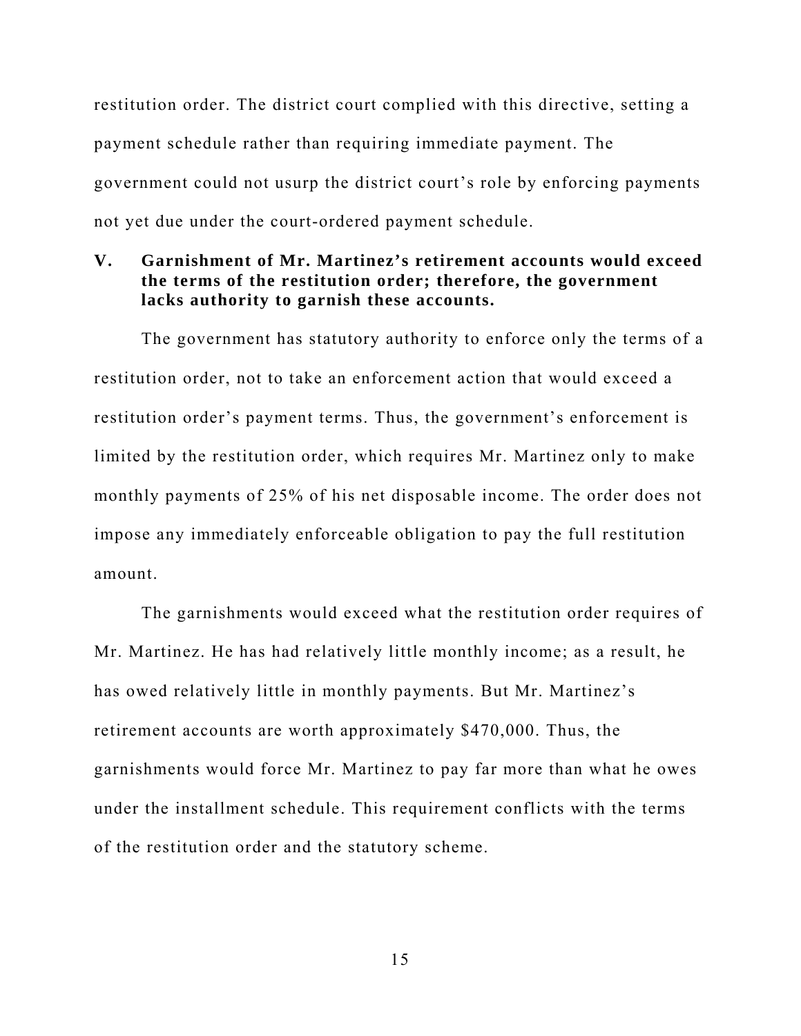restitution order. The district court complied with this directive, setting a payment schedule rather than requiring immediate payment. The government could not usurp the district court's role by enforcing payments not yet due under the court-ordered payment schedule.

## V. Garnishment of Mr. Martinez's retirement accounts would exceed the terms of the restitution order; therefore, the government lacks authority to garnish these accounts.

The government has statutory authority to enforce only the terms of a restitution order, not to take an enforcement action that would exceed a restitution order's payment terms. Thus, the government's enforcement is limited by the restitution order, which requires Mr. Martinez only to make monthly payments of 25% of his net disposable income. The order does not impose any immediately enforceable obligation to pay the full restitution amount.

The garnishments would exceed what the restitution order requires of Mr. Martinez. He has had relatively little monthly income; as a result, he has owed relatively little in monthly payments. But Mr. Martinez's retirement accounts are worth approximately $470,000. Thus, the garnishments would force Mr. Martinez to pay far more than what he owes under the installment schedule. This requirement conflicts with the terms of the restitution order and the statutory scheme.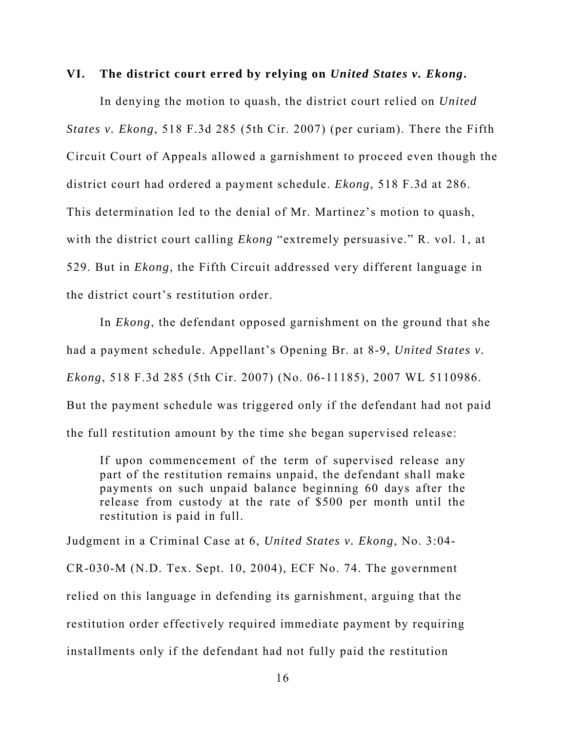## VI. The district court erred by relying on *United States v. Ekong*.

In denying the motion to quash, the district court relied on *United States v. Ekong*, 518 F.3d 285 (5th Cir. 2007) (per curiam). There the Fifth Circuit Court of Appeals allowed a garnishment to proceed even though the district court had ordered a payment schedule. *Ekong*, 518 F.3d at 286. This determination led to the denial of Mr. Martinez's motion to quash, with the district court calling *Ekong* "extremely persuasive." R. vol. 1, at 529. But in *Ekong*, the Fifth Circuit addressed very different language in the district court's restitution order.

In *Ekong*, the defendant opposed garnishment on the ground that she had a payment schedule. Appellant's Opening Br. at 8-9, *United States v. Ekong*, 518 F.3d 285 (5th Cir. 2007) (No. 06-11185), 2007 WL 5110986. But the payment schedule was triggered only if the defendant had not paid the full restitution amount by the time she began supervised release:

> If upon commencement of the term of supervised release any part of the restitution remains unpaid, the defendant shall make payments on such unpaid balance beginning 60 days after the release from custody at the rate of $500 per month until the restitution is paid in full.

Judgment in a Criminal Case at 6, *United States v. Ekong*, No. 3:04-CR-030-M (N.D. Tex. Sept. 10, 2004), ECF No. 74. The government relied on this language in defending its garnishment, arguing that the restitution order effectively required immediate payment by requiring installments only if the defendant had not fully paid the restitution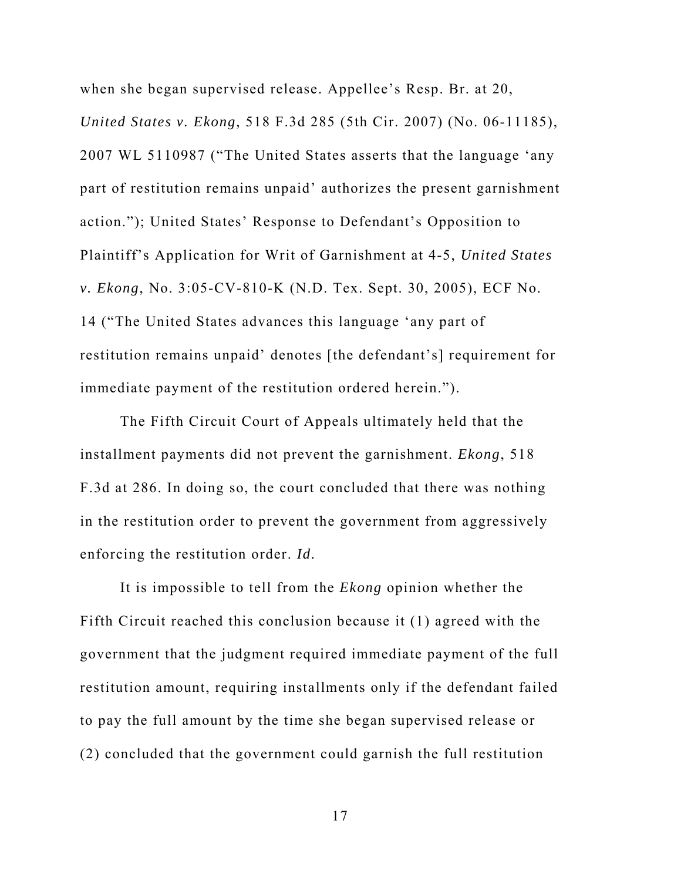when she began supervised release. Appellee's Resp. Br. at 20, *United States v. Ekong*, 518 F.3d 285 (5th Cir. 2007) (No. 06-11185), 2007 WL 5110987 ("The United States asserts that the language 'any part of restitution remains unpaid' authorizes the present garnishment action."); United States' Response to Defendant's Opposition to Plaintiff's Application for Writ of Garnishment at 4-5, *United States v. Ekong*, No. 3:05-CV-810-K (N.D. Tex. Sept. 30, 2005), ECF No. 14 ("The United States advances this language 'any part of restitution remains unpaid' denotes [the defendant's] requirement for immediate payment of the restitution ordered herein.").

The Fifth Circuit Court of Appeals ultimately held that the installment payments did not prevent the garnishment. *Ekong*, 518 F.3d at 286. In doing so, the court concluded that there was nothing in the restitution order to prevent the government from aggressively enforcing the restitution order. *Id.*

It is impossible to tell from the *Ekong* opinion whether the Fifth Circuit reached this conclusion because it (1) agreed with the government that the judgment required immediate payment of the full restitution amount, requiring installments only if the defendant failed to pay the full amount by the time she began supervised release or (2) concluded that the government could garnish the full restitution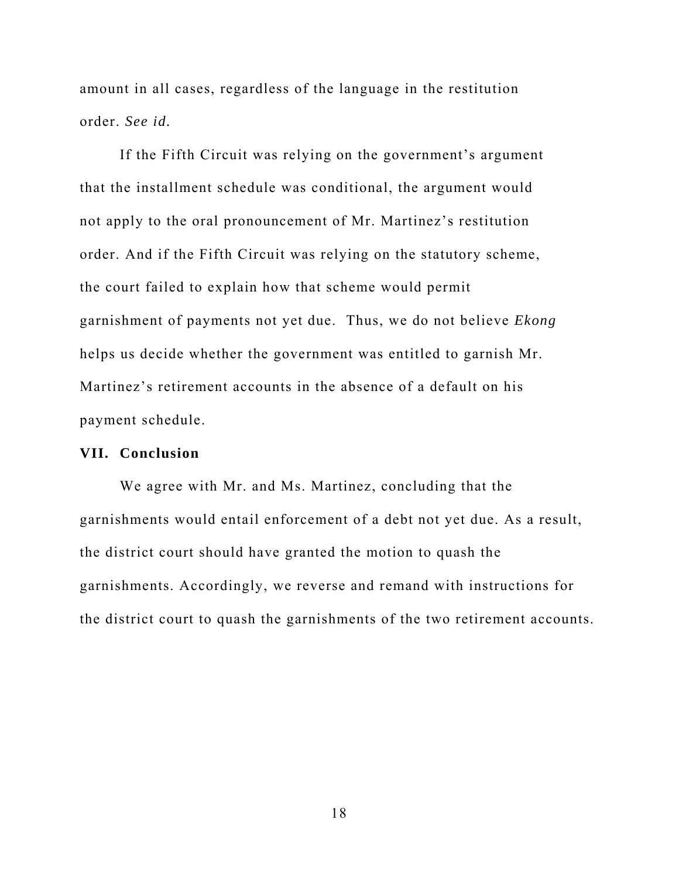amount in all cases, regardless of the language in the restitution order. *See id.*

If the Fifth Circuit was relying on the government's argument that the installment schedule was conditional, the argument would not apply to the oral pronouncement of Mr. Martinez's restitution order. And if the Fifth Circuit was relying on the statutory scheme, the court failed to explain how that scheme would permit garnishment of payments not yet due. Thus, we do not believe *Ekong* helps us decide whether the government was entitled to garnish Mr. Martinez's retirement accounts in the absence of a default on his payment schedule.

## VII. Conclusion

We agree with Mr. and Ms. Martinez, concluding that the garnishments would entail enforcement of a debt not yet due. As a result, the district court should have granted the motion to quash the garnishments. Accordingly, we reverse and remand with instructions for the district court to quash the garnishments of the two retirement accounts.